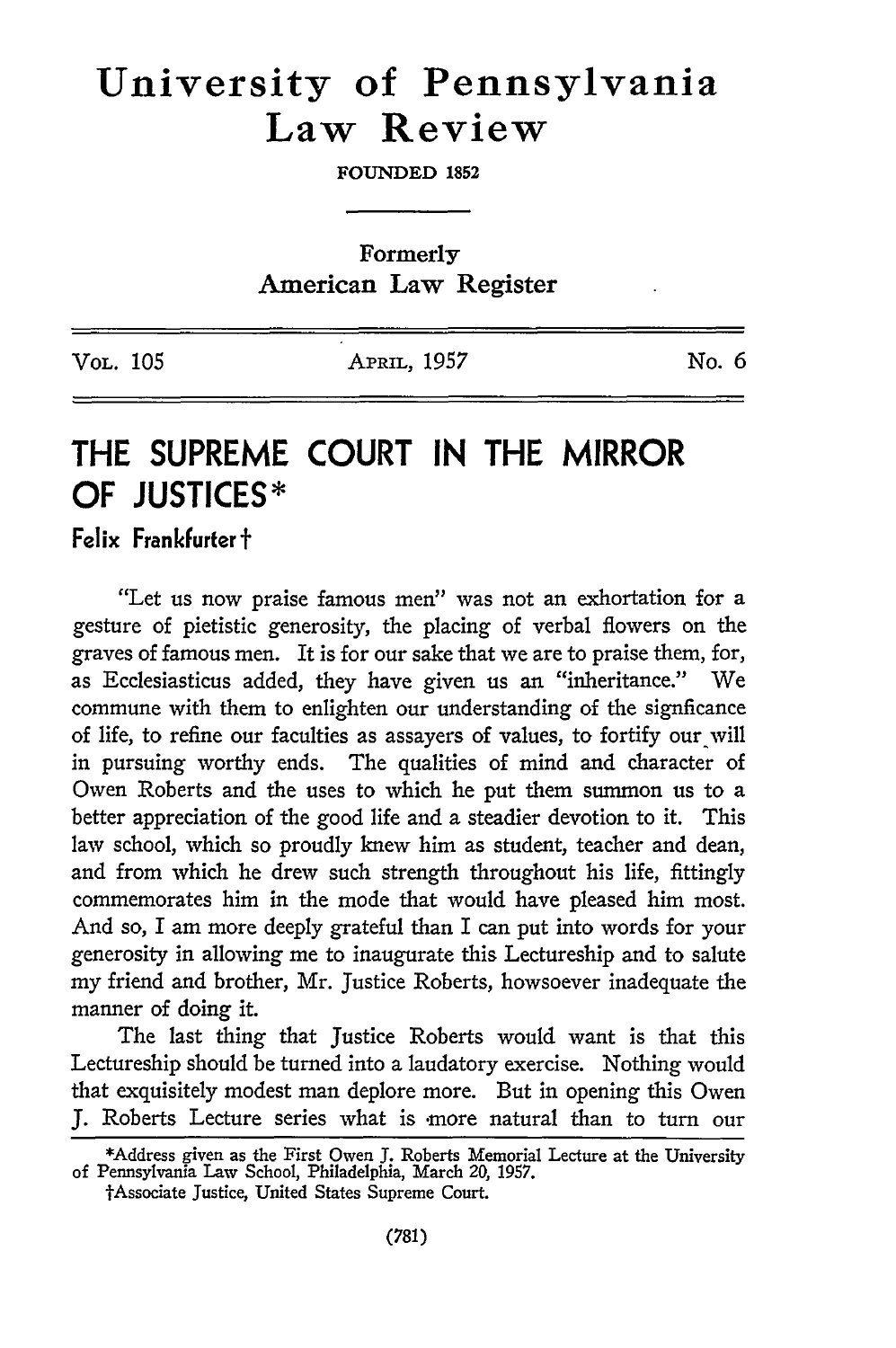# University of Pennsylvania Law Review

FOUNDED 1852

Formerly
American Law Register

| Vol. 105 | April, 1957 | No. 6 |
|---|---|---|

## THE SUPREME COURT IN THE MIRROR OF JUSTICES*

**Felix Frankfurter†**

"Let us now praise famous men" was not an exhortation for a gesture of pietistic generosity, the placing of verbal flowers on the graves of famous men. It is for our sake that we are to praise them, for, as Ecclesiasticus added, they have given us an "inheritance." We commune with them to enlighten our understanding of the signficance of life, to refine our faculties as assayers of values, to fortify our will in pursuing worthy ends. The qualities of mind and character of Owen Roberts and the uses to which he put them summon us to a better appreciation of the good life and a steadier devotion to it. This law school, which so proudly knew him as student, teacher and dean, and from which he drew such strength throughout his life, fittingly commemorates him in the mode that would have pleased him most. And so, I am more deeply grateful than I can put into words for your generosity in allowing me to inaugurate this Lectureship and to salute my friend and brother, Mr. Justice Roberts, howsoever inadequate the manner of doing it.

The last thing that Justice Roberts would want is that this Lectureship should be turned into a laudatory exercise. Nothing would that exquisitely modest man deplore more. But in opening this Owen J. Roberts Lecture series what is more natural than to turn our

*Address given as the First Owen J. Roberts Memorial Lecture at the University of Pennsylvania Law School, Philadelphia, March 20, 1957.

†Associate Justice, United States Supreme Court.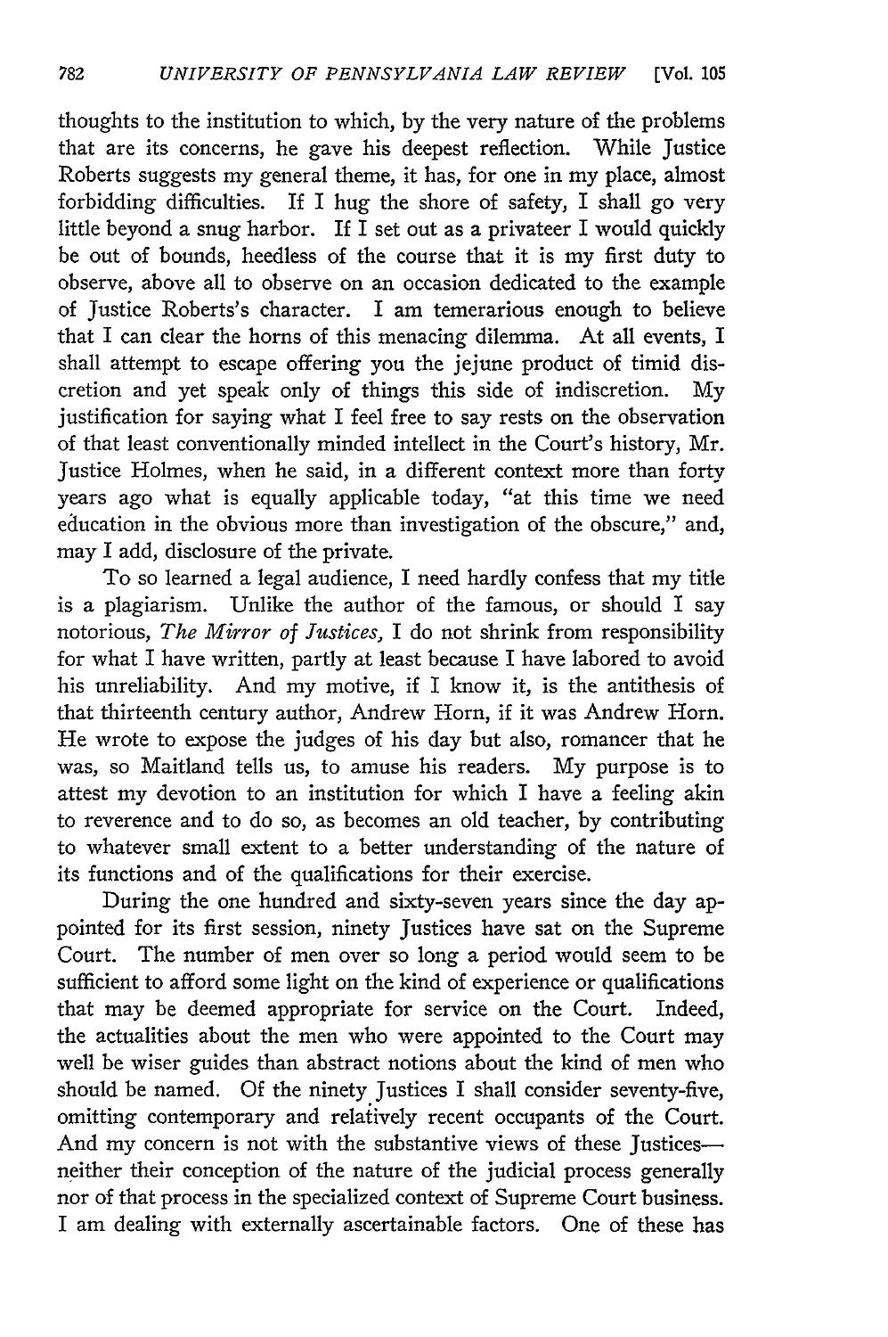thoughts to the institution to which, by the very nature of the problems that are its concerns, he gave his deepest reflection. While Justice Roberts suggests my general theme, it has, for one in my place, almost forbidding difficulties. If I hug the shore of safety, I shall go very little beyond a snug harbor. If I set out as a privateer I would quickly be out of bounds, heedless of the course that it is my first duty to observe, above all to observe on an occasion dedicated to the example of Justice Roberts's character. I am temerarious enough to believe that I can clear the horns of this menacing dilemma. At all events, I shall attempt to escape offering you the jejune product of timid discretion and yet speak only of things this side of indiscretion. My justification for saying what I feel free to say rests on the observation of that least conventionally minded intellect in the Court's history, Mr. Justice Holmes, when he said, in a different context more than forty years ago what is equally applicable today, "at this time we need education in the obvious more than investigation of the obscure," and, may I add, disclosure of the private.

To so learned a legal audience, I need hardly confess that my title is a plagiarism. Unlike the author of the famous, or should I say notorious, *The Mirror of Justices,* I do not shrink from responsibility for what I have written, partly at least because I have labored to avoid his unreliability. And my motive, if I know it, is the antithesis of that thirteenth century author, Andrew Horn, if it was Andrew Horn. He wrote to expose the judges of his day but also, romancer that he was, so Maitland tells us, to amuse his readers. My purpose is to attest my devotion to an institution for which I have a feeling akin to reverence and to do so, as becomes an old teacher, by contributing to whatever small extent to a better understanding of the nature of its functions and of the qualifications for their exercise.

During the one hundred and sixty-seven years since the day appointed for its first session, ninety Justices have sat on the Supreme Court. The number of men over so long a period would seem to be sufficient to afford some light on the kind of experience or qualifications that may be deemed appropriate for service on the Court. Indeed, the actualities about the men who were appointed to the Court may well be wiser guides than abstract notions about the kind of men who should be named. Of the ninety Justices I shall consider seventy-five, omitting contemporary and relatively recent occupants of the Court. And my concern is not with the substantive views of these Justices—neither their conception of the nature of the judicial process generally nor of that process in the specialized context of Supreme Court business. I am dealing with externally ascertainable factors. One of these has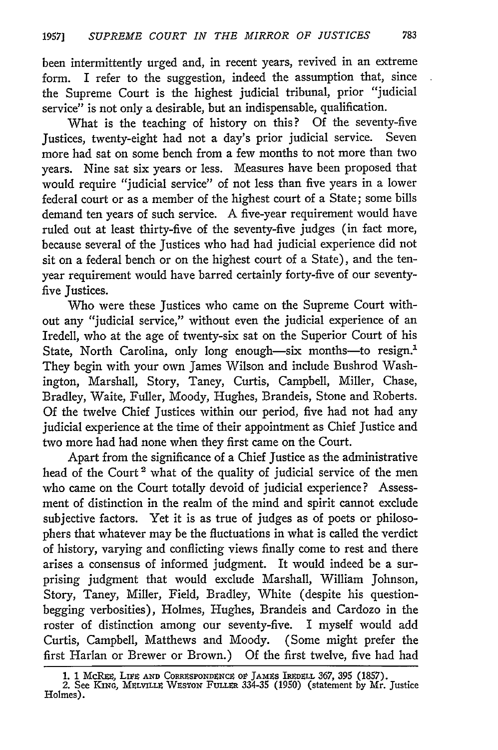been intermittently urged and, in recent years, revived in an extreme form. I refer to the suggestion, indeed the assumption that, since the Supreme Court is the highest judicial tribunal, prior "judicial service" is not only a desirable, but an indispensable, qualification.

What is the teaching of history on this? Of the seventy-five Justices, twenty-eight had not a day's prior judicial service. Seven more had sat on some bench from a few months to not more than two years. Nine sat six years or less. Measures have been proposed that would require "judicial service" of not less than five years in a lower federal court or as a member of the highest court of a State; some bills demand ten years of such service. A five-year requirement would have ruled out at least thirty-five of the seventy-five judges (in fact more, because several of the Justices who had had judicial experience did not sit on a federal bench or on the highest court of a State), and the ten-year requirement would have barred certainly forty-five of our seventy-five Justices.

Who were these Justices who came on the Supreme Court without any "judicial service," without even the judicial experience of an Iredell, who at the age of twenty-six sat on the Superior Court of his State, North Carolina, only long enough—six months—to resign.[1] They begin with your own James Wilson and include Bushrod Washington, Marshall, Story, Taney, Curtis, Campbell, Miller, Chase, Bradley, Waite, Fuller, Moody, Hughes, Brandeis, Stone and Roberts. Of the twelve Chief Justices within our period, five had not had any judicial experience at the time of their appointment as Chief Justice and two more had had none when they first came on the Court.

Apart from the significance of a Chief Justice as the administrative head of the Court[2] what of the quality of judicial service of the men who came on the Court totally devoid of judicial experience? Assessment of distinction in the realm of the mind and spirit cannot exclude subjective factors. Yet it is as true of judges as of poets or philosophers that whatever may be the fluctuations in what is called the verdict of history, varying and conflicting views finally come to rest and there arises a consensus of informed judgment. It would indeed be a surprising judgment that would exclude Marshall, William Johnson, Story, Taney, Miller, Field, Bradley, White (despite his question-begging verbosities), Holmes, Hughes, Brandeis and Cardozo in the roster of distinction among our seventy-five. I myself would add Curtis, Campbell, Matthews and Moody. (Some might prefer the first Harlan or Brewer or Brown.) Of the first twelve, five had had

---

1. 1 McRee, Life and Correspondence of James Iredell 367, 395 (1857).

2. See King, Melville Weston Fuller 334-35 (1950) (statement by Mr. Justice Holmes).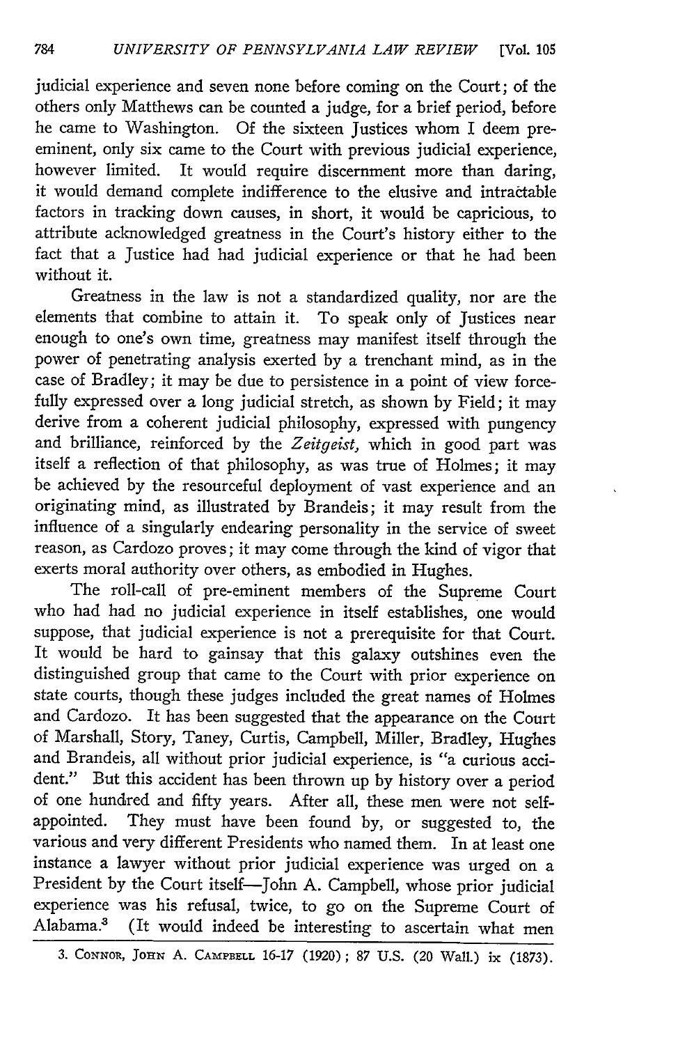judicial experience and seven none before coming on the Court; of the others only Matthews can be counted a judge, for a brief period, before he came to Washington. Of the sixteen Justices whom I deem pre-eminent, only six came to the Court with previous judicial experience, however limited. It would require discernment more than daring, it would demand complete indifference to the elusive and intractable factors in tracking down causes, in short, it would be capricious, to attribute acknowledged greatness in the Court's history either to the fact that a Justice had had judicial experience or that he had been without it.

Greatness in the law is not a standardized quality, nor are the elements that combine to attain it. To speak only of Justices near enough to one's own time, greatness may manifest itself through the power of penetrating analysis exerted by a trenchant mind, as in the case of Bradley; it may be due to persistence in a point of view forcefully expressed over a long judicial stretch, as shown by Field; it may derive from a coherent judicial philosophy, expressed with pungency and brilliance, reinforced by the *Zeitgeist,* which in good part was itself a reflection of that philosophy, as was true of Holmes; it may be achieved by the resourceful deployment of vast experience and an originating mind, as illustrated by Brandeis; it may result from the influence of a singularly endearing personality in the service of sweet reason, as Cardozo proves; it may come through the kind of vigor that exerts moral authority over others, as embodied in Hughes.

The roll-call of pre-eminent members of the Supreme Court who had had no judicial experience in itself establishes, one would suppose, that judicial experience is not a prerequisite for that Court. It would be hard to gainsay that this galaxy outshines even the distinguished group that came to the Court with prior experience on state courts, though these judges included the great names of Holmes and Cardozo. It has been suggested that the appearance on the Court of Marshall, Story, Taney, Curtis, Campbell, Miller, Bradley, Hughes and Brandeis, all without prior judicial experience, is "a curious accident." But this accident has been thrown up by history over a period of one hundred and fifty years. After all, these men were not self-appointed. They must have been found by, or suggested to, the various and very different Presidents who named them. In at least one instance a lawyer without prior judicial experience was urged on a President by the Court itself—John A. Campbell, whose prior judicial experience was his refusal, twice, to go on the Supreme Court of Alabama.[3] (It would indeed be interesting to ascertain what men

3. Connor, John A. Campbell 16-17 (1920); 87 U.S. (20 Wall.) ix (1873).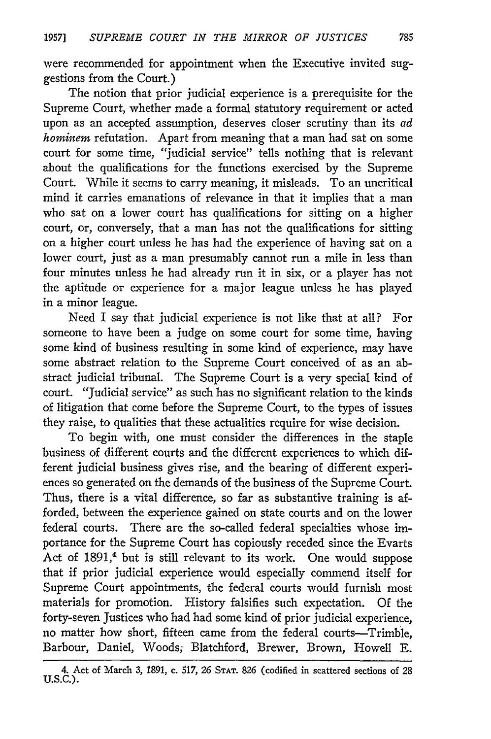were recommended for appointment when the Executive invited suggestions from the Court.)

The notion that prior judicial experience is a prerequisite for the Supreme Court, whether made a formal statutory requirement or acted upon as an accepted assumption, deserves closer scrutiny than its *ad hominem* refutation. Apart from meaning that a man had sat on some court for some time, "judicial service" tells nothing that is relevant about the qualifications for the functions exercised by the Supreme Court. While it seems to carry meaning, it misleads. To an uncritical mind it carries emanations of relevance in that it implies that a man who sat on a lower court has qualifications for sitting on a higher court, or, conversely, that a man has not the qualifications for sitting on a higher court unless he has had the experience of having sat on a lower court, just as a man presumably cannot run a mile in less than four minutes unless he had already run it in six, or a player has not the aptitude or experience for a major league unless he has played in a minor league.

Need I say that judicial experience is not like that at all? For someone to have been a judge on some court for some time, having some kind of business resulting in some kind of experience, may have some abstract relation to the Supreme Court conceived of as an abstract judicial tribunal. The Supreme Court is a very special kind of court. "Judicial service" as such has no significant relation to the kinds of litigation that come before the Supreme Court, to the types of issues they raise, to qualities that these actualities require for wise decision.

To begin with, one must consider the differences in the staple business of different courts and the different experiences to which different judicial business gives rise, and the bearing of different experiences so generated on the demands of the business of the Supreme Court. Thus, there is a vital difference, so far as substantive training is afforded, between the experience gained on state courts and on the lower federal courts. There are the so-called federal specialties whose importance for the Supreme Court has copiously receded since the Evarts Act of 1891,[4] but is still relevant to its work. One would suppose that if prior judicial experience would especially commend itself for Supreme Court appointments, the federal courts would furnish most materials for promotion. History falsifies such expectation. Of the forty-seven Justices who had had some kind of prior judicial experience, no matter how short, fifteen came from the federal courts—Trimble, Barbour, Daniel, Woods, Blatchford, Brewer, Brown, Howell E.

4. Act of March 3, 1891, c. 517, 26 STAT. 826 (codified in scattered sections of 28 U.S.C.).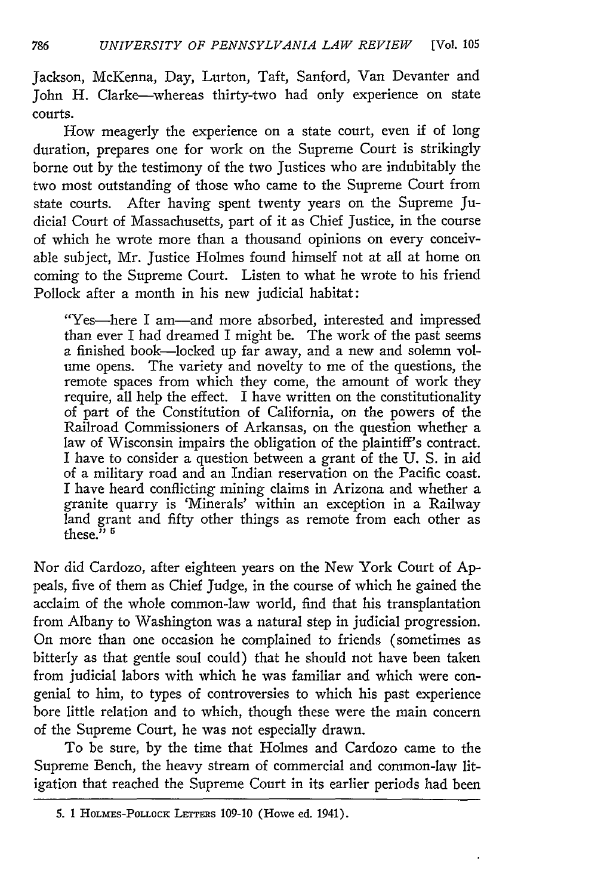Jackson, McKenna, Day, Lurton, Taft, Sanford, Van Devanter and John H. Clarke—whereas thirty-two had only experience on state courts.

How meagerly the experience on a state court, even if of long duration, prepares one for work on the Supreme Court is strikingly borne out by the testimony of the two Justices who are indubitably the two most outstanding of those who came to the Supreme Court from state courts. After having spent twenty years on the Supreme Judicial Court of Massachusetts, part of it as Chief Justice, in the course of which he wrote more than a thousand opinions on every conceivable subject, Mr. Justice Holmes found himself not at all at home on coming to the Supreme Court. Listen to what he wrote to his friend Pollock after a month in his new judicial habitat:

> "Yes—here I am—and more absorbed, interested and impressed than ever I had dreamed I might be. The work of the past seems a finished book—locked up far away, and a new and solemn volume opens. The variety and novelty to me of the questions, the remote spaces from which they come, the amount of work they require, all help the effect. I have written on the constitutionality of part of the Constitution of California, on the powers of the Railroad Commissioners of Arkansas, on the question whether a law of Wisconsin impairs the obligation of the plaintiff's contract. I have to consider a question between a grant of the U. S. in aid of a military road and an Indian reservation on the Pacific coast. I have heard conflicting mining claims in Arizona and whether a granite quarry is 'Minerals' within an exception in a Railway land grant and fifty other things as remote from each other as these." [5]

Nor did Cardozo, after eighteen years on the New York Court of Appeals, five of them as Chief Judge, in the course of which he gained the acclaim of the whole common-law world, find that his transplantation from Albany to Washington was a natural step in judicial progression. On more than one occasion he complained to friends (sometimes as bitterly as that gentle soul could) that he should not have been taken from judicial labors with which he was familiar and which were congenial to him, to types of controversies to which his past experience bore little relation and to which, though these were the main concern of the Supreme Court, he was not especially drawn.

To be sure, by the time that Holmes and Cardozo came to the Supreme Bench, the heavy stream of commercial and common-law litigation that reached the Supreme Court in its earlier periods had been

---

5. 1 HOLMES-POLLOCK LETTERS 109-10 (Howe ed. 1941).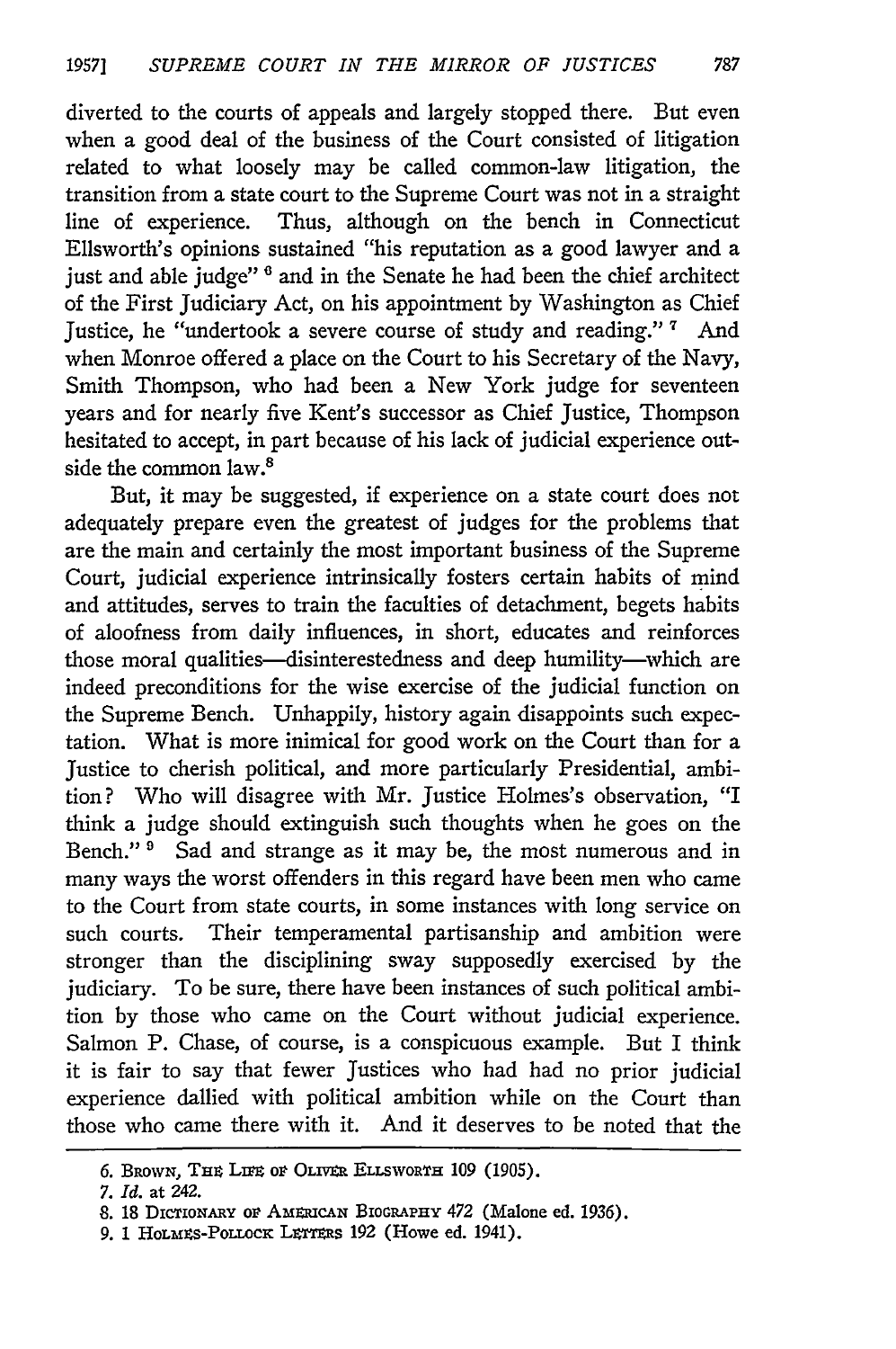diverted to the courts of appeals and largely stopped there. But even when a good deal of the business of the Court consisted of litigation related to what loosely may be called common-law litigation, the transition from a state court to the Supreme Court was not in a straight line of experience. Thus, although on the bench in Connecticut Ellsworth's opinions sustained "his reputation as a good lawyer and a just and able judge" [6] and in the Senate he had been the chief architect of the First Judiciary Act, on his appointment by Washington as Chief Justice, he "undertook a severe course of study and reading." [7] And when Monroe offered a place on the Court to his Secretary of the Navy, Smith Thompson, who had been a New York judge for seventeen years and for nearly five Kent's successor as Chief Justice, Thompson hesitated to accept, in part because of his lack of judicial experience outside the common law.[8]

But, it may be suggested, if experience on a state court does not adequately prepare even the greatest of judges for the problems that are the main and certainly the most important business of the Supreme Court, judicial experience intrinsically fosters certain habits of mind and attitudes, serves to train the faculties of detachment, begets habits of aloofness from daily influences, in short, educates and reinforces those moral qualities—disinterestedness and deep humility—which are indeed preconditions for the wise exercise of the judicial function on the Supreme Bench. Unhappily, history again disappoints such expectation. What is more inimical for good work on the Court than for a Justice to cherish political, and more particularly Presidential, ambition? Who will disagree with Mr. Justice Holmes's observation, "I think a judge should extinguish such thoughts when he goes on the Bench." [9] Sad and strange as it may be, the most numerous and in many ways the worst offenders in this regard have been men who came to the Court from state courts, in some instances with long service on such courts. Their temperamental partisanship and ambition were stronger than the disciplining sway supposedly exercised by the judiciary. To be sure, there have been instances of such political ambition by those who came on the Court without judicial experience. Salmon P. Chase, of course, is a conspicuous example. But I think it is fair to say that fewer Justices who had had no prior judicial experience dallied with political ambition while on the Court than those who came there with it. And it deserves to be noted that the

---

6. Brown, The Life of Oliver Ellsworth 109 (1905).

7. *Id.* at 242.

8. 18 Dictionary of American Biography 472 (Malone ed. 1936).

9. 1 Holmes-Pollock Letters 192 (Howe ed. 1941).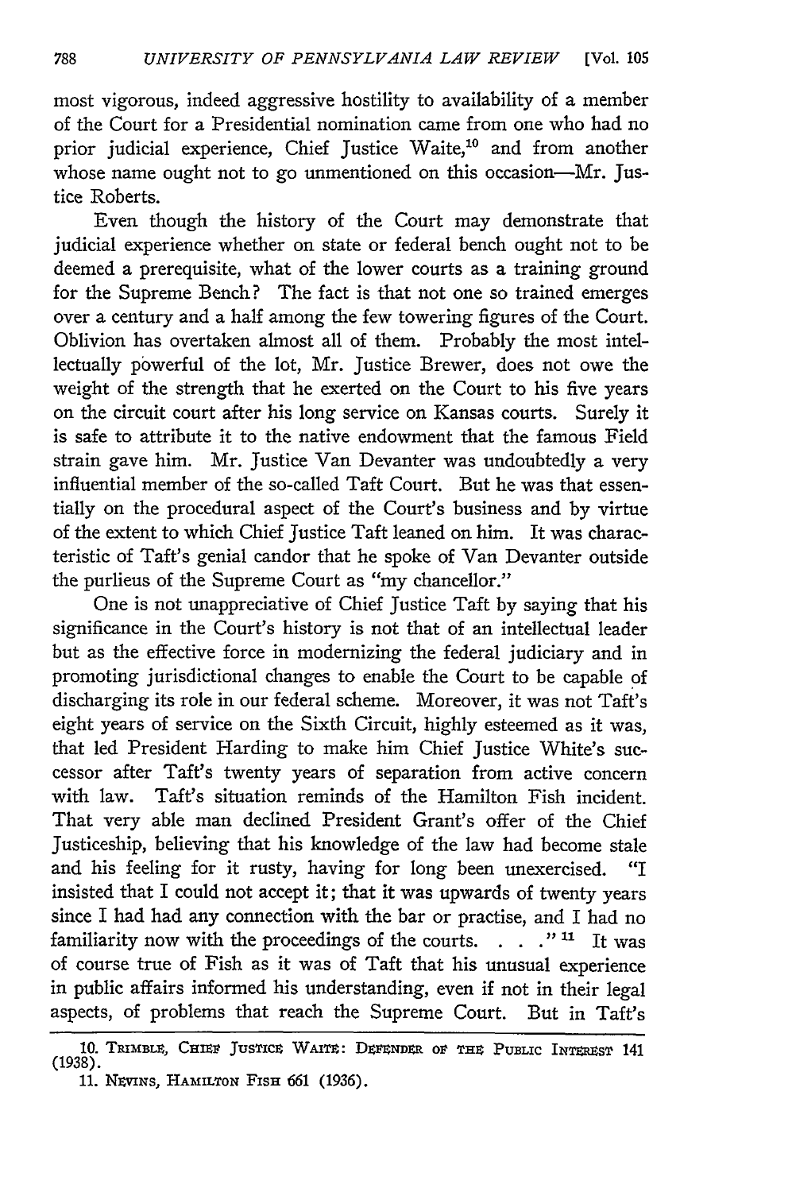most vigorous, indeed aggressive hostility to availability of a member of the Court for a Presidential nomination came from one who had no prior judicial experience, Chief Justice Waite,[10] and from another whose name ought not to go unmentioned on this occasion—Mr. Justice Roberts.

Even though the history of the Court may demonstrate that judicial experience whether on state or federal bench ought not to be deemed a prerequisite, what of the lower courts as a training ground for the Supreme Bench? The fact is that not one so trained emerges over a century and a half among the few towering figures of the Court. Oblivion has overtaken almost all of them. Probably the most intellectually powerful of the lot, Mr. Justice Brewer, does not owe the weight of the strength that he exerted on the Court to his five years on the circuit court after his long service on Kansas courts. Surely it is safe to attribute it to the native endowment that the famous Field strain gave him. Mr. Justice Van Devanter was undoubtedly a very influential member of the so-called Taft Court. But he was that essentially on the procedural aspect of the Court's business and by virtue of the extent to which Chief Justice Taft leaned on him. It was characteristic of Taft's genial candor that he spoke of Van Devanter outside the purlieus of the Supreme Court as "my chancellor."

One is not unappreciative of Chief Justice Taft by saying that his significance in the Court's history is not that of an intellectual leader but as the effective force in modernizing the federal judiciary and in promoting jurisdictional changes to enable the Court to be capable of discharging its role in our federal scheme. Moreover, it was not Taft's eight years of service on the Sixth Circuit, highly esteemed as it was, that led President Harding to make him Chief Justice White's successor after Taft's twenty years of separation from active concern with law. Taft's situation reminds of the Hamilton Fish incident. That very able man declined President Grant's offer of the Chief Justiceship, believing that his knowledge of the law had become stale and his feeling for it rusty, having for long been unexercised. "I insisted that I could not accept it; that it was upwards of twenty years since I had had any connection with the bar or practise, and I had no familiarity now with the proceedings of the courts. . . ."[11] It was of course true of Fish as it was of Taft that his unusual experience in public affairs informed his understanding, even if not in their legal aspects, of problems that reach the Supreme Court. But in Taft's

---

10. TRIMBLE, CHIEF JUSTICE WAITE: DEFENDER OF THE PUBLIC INTEREST 141 (1938).

11. NEVINS, HAMILTON FISH 661 (1936).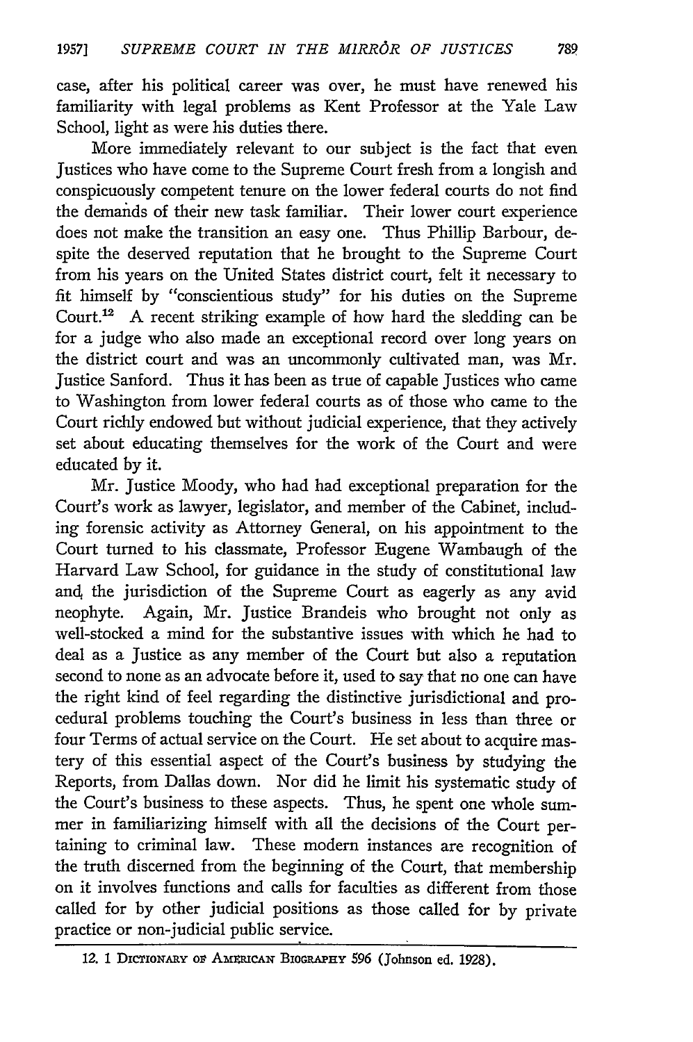case, after his political career was over, he must have renewed his familiarity with legal problems as Kent Professor at the Yale Law School, light as were his duties there.

More immediately relevant to our subject is the fact that even Justices who have come to the Supreme Court fresh from a longish and conspicuously competent tenure on the lower federal courts do not find the demands of their new task familiar. Their lower court experience does not make the transition an easy one. Thus Phillip Barbour, despite the deserved reputation that he brought to the Supreme Court from his years on the United States district court, felt it necessary to fit himself by "conscientious study" for his duties on the Supreme Court.[12] A recent striking example of how hard the sledding can be for a judge who also made an exceptional record over long years on the district court and was an uncommonly cultivated man, was Mr. Justice Sanford. Thus it has been as true of capable Justices who came to Washington from lower federal courts as of those who came to the Court richly endowed but without judicial experience, that they actively set about educating themselves for the work of the Court and were educated by it.

Mr. Justice Moody, who had had exceptional preparation for the Court's work as lawyer, legislator, and member of the Cabinet, including forensic activity as Attorney General, on his appointment to the Court turned to his classmate, Professor Eugene Wambaugh of the Harvard Law School, for guidance in the study of constitutional law and the jurisdiction of the Supreme Court as eagerly as any avid neophyte. Again, Mr. Justice Brandeis who brought not only as well-stocked a mind for the substantive issues with which he had to deal as a Justice as any member of the Court but also a reputation second to none as an advocate before it, used to say that no one can have the right kind of feel regarding the distinctive jurisdictional and procedural problems touching the Court's business in less than three or four Terms of actual service on the Court. He set about to acquire mastery of this essential aspect of the Court's business by studying the Reports, from Dallas down. Nor did he limit his systematic study of the Court's business to these aspects. Thus, he spent one whole summer in familiarizing himself with all the decisions of the Court pertaining to criminal law. These modern instances are recognition of the truth discerned from the beginning of the Court, that membership on it involves functions and calls for faculties as different from those called for by other judicial positions as those called for by private practice or non-judicial public service.

---

12. 1 Dictionary of American Biography 596 (Johnson ed. 1928).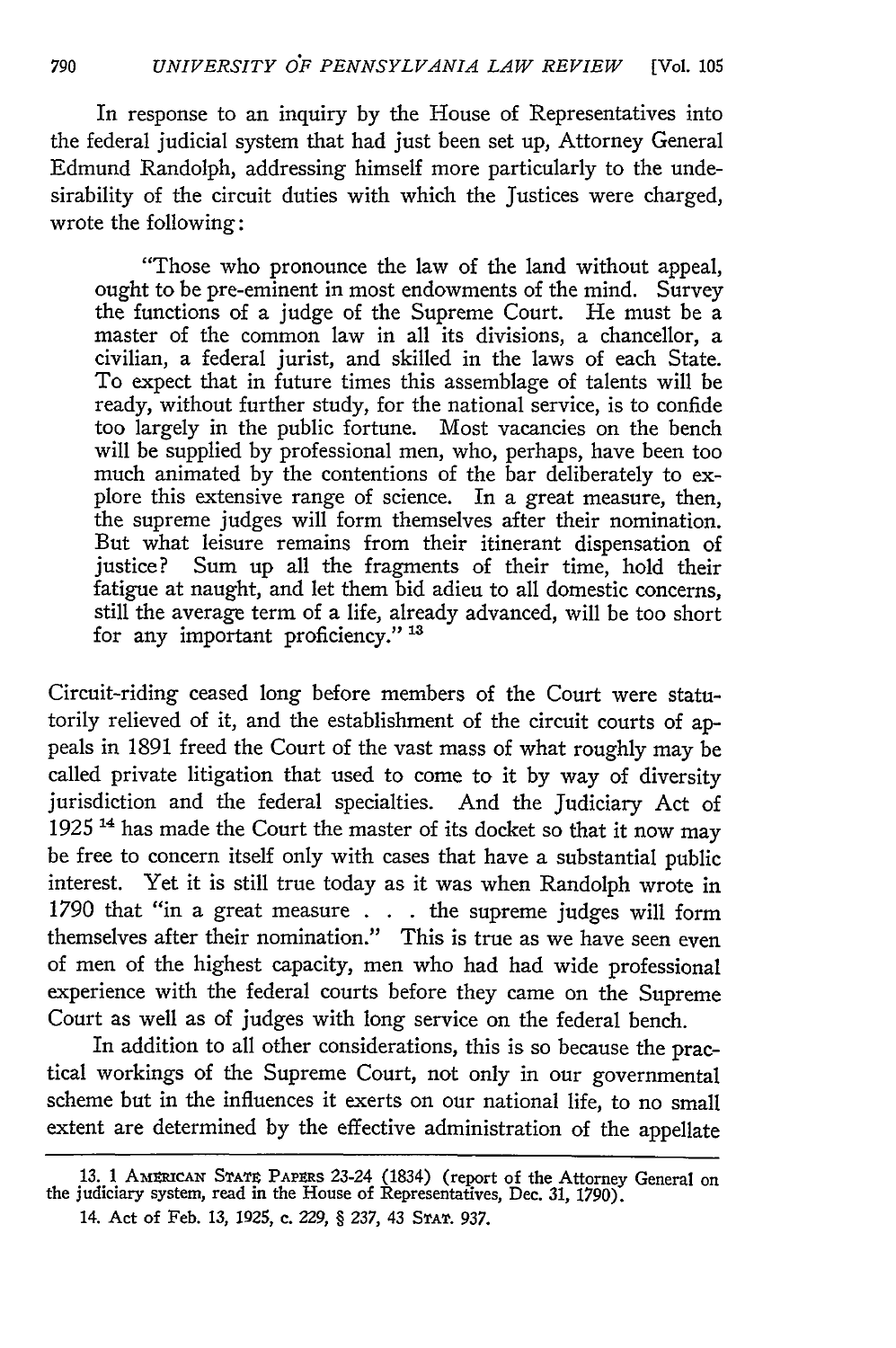In response to an inquiry by the House of Representatives into the federal judicial system that had just been set up, Attorney General Edmund Randolph, addressing himself more particularly to the undesirability of the circuit duties with which the Justices were charged, wrote the following:

> "Those who pronounce the law of the land without appeal, ought to be pre-eminent in most endowments of the mind. Survey the functions of a judge of the Supreme Court. He must be a master of the common law in all its divisions, a chancellor, a civilian, a federal jurist, and skilled in the laws of each State. To expect that in future times this assemblage of talents will be ready, without further study, for the national service, is to confide too largely in the public fortune. Most vacancies on the bench will be supplied by professional men, who, perhaps, have been too much animated by the contentions of the bar deliberately to explore this extensive range of science. In a great measure, then, the supreme judges will form themselves after their nomination. But what leisure remains from their itinerant dispensation of justice? Sum up all the fragments of their time, hold their fatigue at naught, and let them bid adieu to all domestic concerns, still the average term of a life, already advanced, will be too short for any important proficiency." [13]

Circuit-riding ceased long before members of the Court were statutorily relieved of it, and the establishment of the circuit courts of appeals in 1891 freed the Court of the vast mass of what roughly may be called private litigation that used to come to it by way of diversity jurisdiction and the federal specialties. And the Judiciary Act of 1925 [14] has made the Court the master of its docket so that it now may be free to concern itself only with cases that have a substantial public interest. Yet it is still true today as it was when Randolph wrote in 1790 that "in a great measure . . . the supreme judges will form themselves after their nomination." This is true as we have seen even of men of the highest capacity, men who had had wide professional experience with the federal courts before they came on the Supreme Court as well as of judges with long service on the federal bench.

In addition to all other considerations, this is so because the practical workings of the Supreme Court, not only in our governmental scheme but in the influences it exerts on our national life, to no small extent are determined by the effective administration of the appellate

---

13. 1 AMERICAN STATE PAPERS 23-24 (1834) (report of the Attorney General on the judiciary system, read in the House of Representatives, Dec. 31, 1790).

14. Act of Feb. 13, 1925, c. 229, § 237, 43 STAT. 937.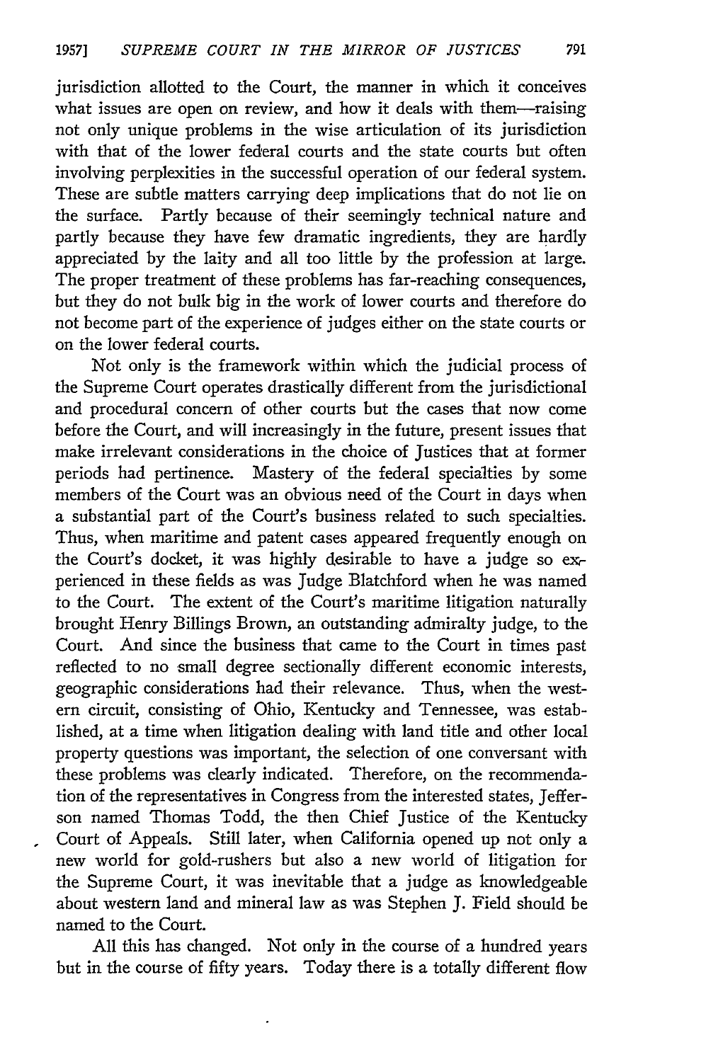jurisdiction allotted to the Court, the manner in which it conceives what issues are open on review, and how it deals with them—raising not only unique problems in the wise articulation of its jurisdiction with that of the lower federal courts and the state courts but often involving perplexities in the successful operation of our federal system. These are subtle matters carrying deep implications that do not lie on the surface. Partly because of their seemingly technical nature and partly because they have few dramatic ingredients, they are hardly appreciated by the laity and all too little by the profession at large. The proper treatment of these problems has far-reaching consequences, but they do not bulk big in the work of lower courts and therefore do not become part of the experience of judges either on the state courts or on the lower federal courts.

Not only is the framework within which the judicial process of the Supreme Court operates drastically different from the jurisdictional and procedural concern of other courts but the cases that now come before the Court, and will increasingly in the future, present issues that make irrelevant considerations in the choice of Justices that at former periods had pertinence. Mastery of the federal specialties by some members of the Court was an obvious need of the Court in days when a substantial part of the Court's business related to such specialties. Thus, when maritime and patent cases appeared frequently enough on the Court's docket, it was highly desirable to have a judge so experienced in these fields as was Judge Blatchford when he was named to the Court. The extent of the Court's maritime litigation naturally brought Henry Billings Brown, an outstanding admiralty judge, to the Court. And since the business that came to the Court in times past reflected to no small degree sectionally different economic interests, geographic considerations had their relevance. Thus, when the western circuit, consisting of Ohio, Kentucky and Tennessee, was established, at a time when litigation dealing with land title and other local property questions was important, the selection of one conversant with these problems was clearly indicated. Therefore, on the recommendation of the representatives in Congress from the interested states, Jefferson named Thomas Todd, the then Chief Justice of the Kentucky Court of Appeals. Still later, when California opened up not only a new world for gold-rushers but also a new world of litigation for the Supreme Court, it was inevitable that a judge as knowledgeable about western land and mineral law as was Stephen J. Field should be named to the Court.

All this has changed. Not only in the course of a hundred years but in the course of fifty years. Today there is a totally different flow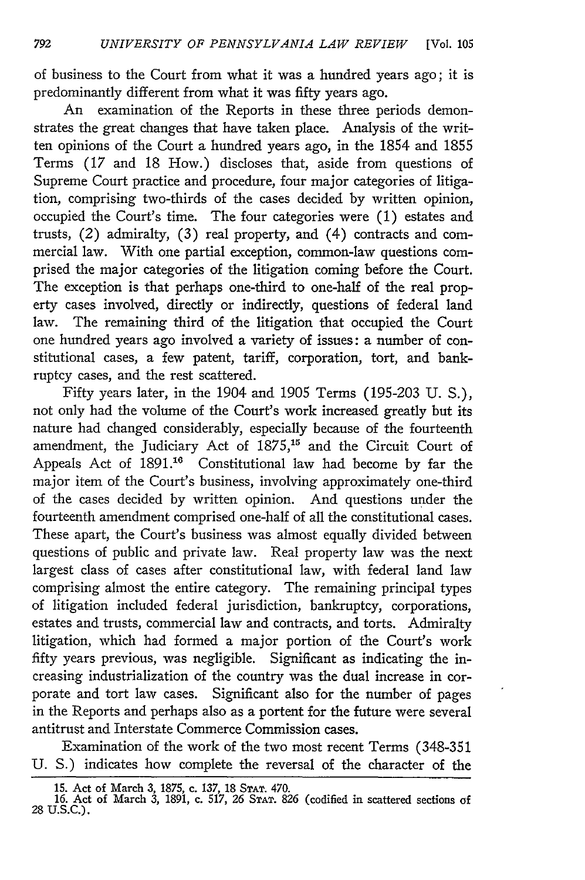of business to the Court from what it was a hundred years ago; it is predominantly different from what it was fifty years ago.

An examination of the Reports in these three periods demonstrates the great changes that have taken place. Analysis of the written opinions of the Court a hundred years ago, in the 1854 and 1855 Terms (17 and 18 How.) discloses that, aside from questions of Supreme Court practice and procedure, four major categories of litigation, comprising two-thirds of the cases decided by written opinion, occupied the Court's time. The four categories were (1) estates and trusts, (2) admiralty, (3) real property, and (4) contracts and commercial law. With one partial exception, common-law questions comprised the major categories of the litigation coming before the Court. The exception is that perhaps one-third to one-half of the real property cases involved, directly or indirectly, questions of federal land law. The remaining third of the litigation that occupied the Court one hundred years ago involved a variety of issues: a number of constitutional cases, a few patent, tariff, corporation, tort, and bankruptcy cases, and the rest scattered.

Fifty years later, in the 1904 and 1905 Terms (195-203 U. S.), not only had the volume of the Court's work increased greatly but its nature had changed considerably, especially because of the fourteenth amendment, the Judiciary Act of 1875,[15] and the Circuit Court of Appeals Act of 1891.[16] Constitutional law had become by far the major item of the Court's business, involving approximately one-third of the cases decided by written opinion. And questions under the fourteenth amendment comprised one-half of all the constitutional cases. These apart, the Court's business was almost equally divided between questions of public and private law. Real property law was the next largest class of cases after constitutional law, with federal land law comprising almost the entire category. The remaining principal types of litigation included federal jurisdiction, bankruptcy, corporations, estates and trusts, commercial law and contracts, and torts. Admiralty litigation, which had formed a major portion of the Court's work fifty years previous, was negligible. Significant as indicating the increasing industrialization of the country was the dual increase in corporate and tort law cases. Significant also for the number of pages in the Reports and perhaps also as a portent for the future were several antitrust and Interstate Commerce Commission cases.

Examination of the work of the two most recent Terms (348-351 U. S.) indicates how complete the reversal of the character of the

---

15. Act of March 3, 1875, c. 137, 18 STAT. 470.

16. Act of March 3, 1891, c. 517, 26 STAT. 826 (codified in scattered sections of 28 U.S.C.).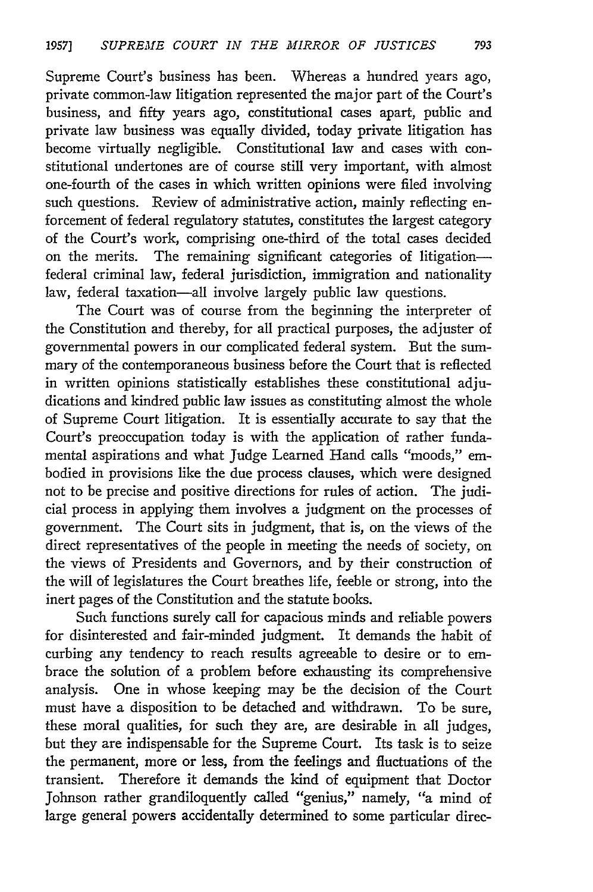Supreme Court's business has been. Whereas a hundred years ago, private common-law litigation represented the major part of the Court's business, and fifty years ago, constitutional cases apart, public and private law business was equally divided, today private litigation has become virtually negligible. Constitutional law and cases with constitutional undertones are of course still very important, with almost one-fourth of the cases in which written opinions were filed involving such questions. Review of administrative action, mainly reflecting enforcement of federal regulatory statutes, constitutes the largest category of the Court's work, comprising one-third of the total cases decided on the merits. The remaining significant categories of litigation—federal criminal law, federal jurisdiction, immigration and nationality law, federal taxation—all involve largely public law questions.

The Court was of course from the beginning the interpreter of the Constitution and thereby, for all practical purposes, the adjuster of governmental powers in our complicated federal system. But the summary of the contemporaneous business before the Court that is reflected in written opinions statistically establishes these constitutional adjudications and kindred public law issues as constituting almost the whole of Supreme Court litigation. It is essentially accurate to say that the Court's preoccupation today is with the application of rather fundamental aspirations and what Judge Learned Hand calls "moods," embodied in provisions like the due process clauses, which were designed not to be precise and positive directions for rules of action. The judicial process in applying them involves a judgment on the processes of government. The Court sits in judgment, that is, on the views of the direct representatives of the people in meeting the needs of society, on the views of Presidents and Governors, and by their construction of the will of legislatures the Court breathes life, feeble or strong, into the inert pages of the Constitution and the statute books.

Such functions surely call for capacious minds and reliable powers for disinterested and fair-minded judgment. It demands the habit of curbing any tendency to reach results agreeable to desire or to embrace the solution of a problem before exhausting its comprehensive analysis. One in whose keeping may be the decision of the Court must have a disposition to be detached and withdrawn. To be sure, these moral qualities, for such they are, are desirable in all judges, but they are indispensable for the Supreme Court. Its task is to seize the permanent, more or less, from the feelings and fluctuations of the transient. Therefore it demands the kind of equipment that Doctor Johnson rather grandiloquently called "genius," namely, "a mind of large general powers accidentally determined to some particular direc-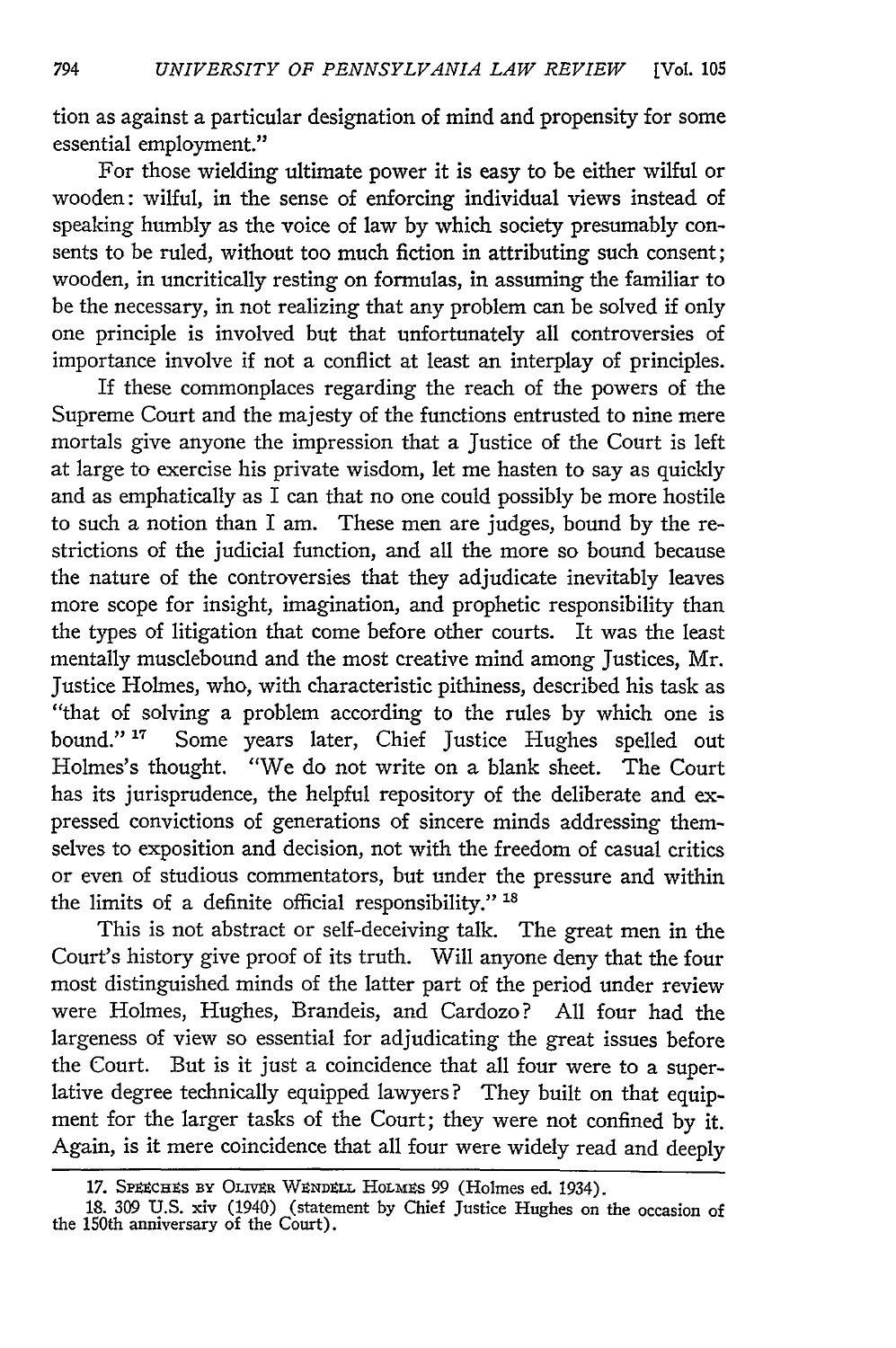tion as against a particular designation of mind and propensity for some essential employment."

For those wielding ultimate power it is easy to be either wilful or wooden: wilful, in the sense of enforcing individual views instead of speaking humbly as the voice of law by which society presumably consents to be ruled, without too much fiction in attributing such consent; wooden, in uncritically resting on formulas, in assuming the familiar to be the necessary, in not realizing that any problem can be solved if only one principle is involved but that unfortunately all controversies of importance involve if not a conflict at least an interplay of principles.

If these commonplaces regarding the reach of the powers of the Supreme Court and the majesty of the functions entrusted to nine mere mortals give anyone the impression that a Justice of the Court is left at large to exercise his private wisdom, let me hasten to say as quickly and as emphatically as I can that no one could possibly be more hostile to such a notion than I am. These men are judges, bound by the restrictions of the judicial function, and all the more so bound because the nature of the controversies that they adjudicate inevitably leaves more scope for insight, imagination, and prophetic responsibility than the types of litigation that come before other courts. It was the least mentally musclebound and the most creative mind among Justices, Mr. Justice Holmes, who, with characteristic pithiness, described his task as "that of solving a problem according to the rules by which one is bound." [17] Some years later, Chief Justice Hughes spelled out Holmes's thought. "We do not write on a blank sheet. The Court has its jurisprudence, the helpful repository of the deliberate and expressed convictions of generations of sincere minds addressing themselves to exposition and decision, not with the freedom of casual critics or even of studious commentators, but under the pressure and within the limits of a definite official responsibility." [18]

This is not abstract or self-deceiving talk. The great men in the Court's history give proof of its truth. Will anyone deny that the four most distinguished minds of the latter part of the period under review were Holmes, Hughes, Brandeis, and Cardozo? All four had the largeness of view so essential for adjudicating the great issues before the Court. But is it just a coincidence that all four were to a superlative degree technically equipped lawyers? They built on that equipment for the larger tasks of the Court; they were not confined by it. Again, is it mere coincidence that all four were widely read and deeply

17. Speeches by Oliver Wendell Holmes 99 (Holmes ed. 1934).

18. 309 U.S. xiv (1940) (statement by Chief Justice Hughes on the occasion of the 150th anniversary of the Court).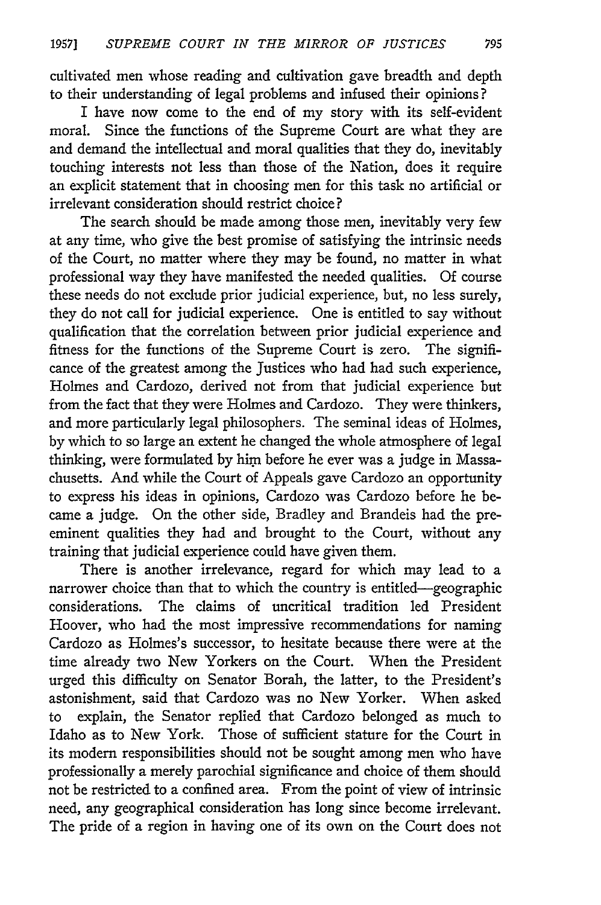cultivated men whose reading and cultivation gave breadth and depth to their understanding of legal problems and infused their opinions?

I have now come to the end of my story with its self-evident moral. Since the functions of the Supreme Court are what they are and demand the intellectual and moral qualities that they do, inevitably touching interests not less than those of the Nation, does it require an explicit statement that in choosing men for this task no artificial or irrelevant consideration should restrict choice?

The search should be made among those men, inevitably very few at any time, who give the best promise of satisfying the intrinsic needs of the Court, no matter where they may be found, no matter in what professional way they have manifested the needed qualities. Of course these needs do not exclude prior judicial experience, but, no less surely, they do not call for judicial experience. One is entitled to say without qualification that the correlation between prior judicial experience and fitness for the functions of the Supreme Court is zero. The significance of the greatest among the Justices who had had such experience, Holmes and Cardozo, derived not from that judicial experience but from the fact that they were Holmes and Cardozo. They were thinkers, and more particularly legal philosophers. The seminal ideas of Holmes, by which to so large an extent he changed the whole atmosphere of legal thinking, were formulated by him before he ever was a judge in Massachusetts. And while the Court of Appeals gave Cardozo an opportunity to express his ideas in opinions, Cardozo was Cardozo before he became a judge. On the other side, Bradley and Brandeis had the pre-eminent qualities they had and brought to the Court, without any training that judicial experience could have given them.

There is another irrelevance, regard for which may lead to a narrower choice than that to which the country is entitled—geographic considerations. The claims of uncritical tradition led President Hoover, who had the most impressive recommendations for naming Cardozo as Holmes's successor, to hesitate because there were at the time already two New Yorkers on the Court. When the President urged this difficulty on Senator Borah, the latter, to the President's astonishment, said that Cardozo was no New Yorker. When asked to explain, the Senator replied that Cardozo belonged as much to Idaho as to New York. Those of sufficient stature for the Court in its modern responsibilities should not be sought among men who have professionally a merely parochial significance and choice of them should not be restricted to a confined area. From the point of view of intrinsic need, any geographical consideration has long since become irrelevant. The pride of a region in having one of its own on the Court does not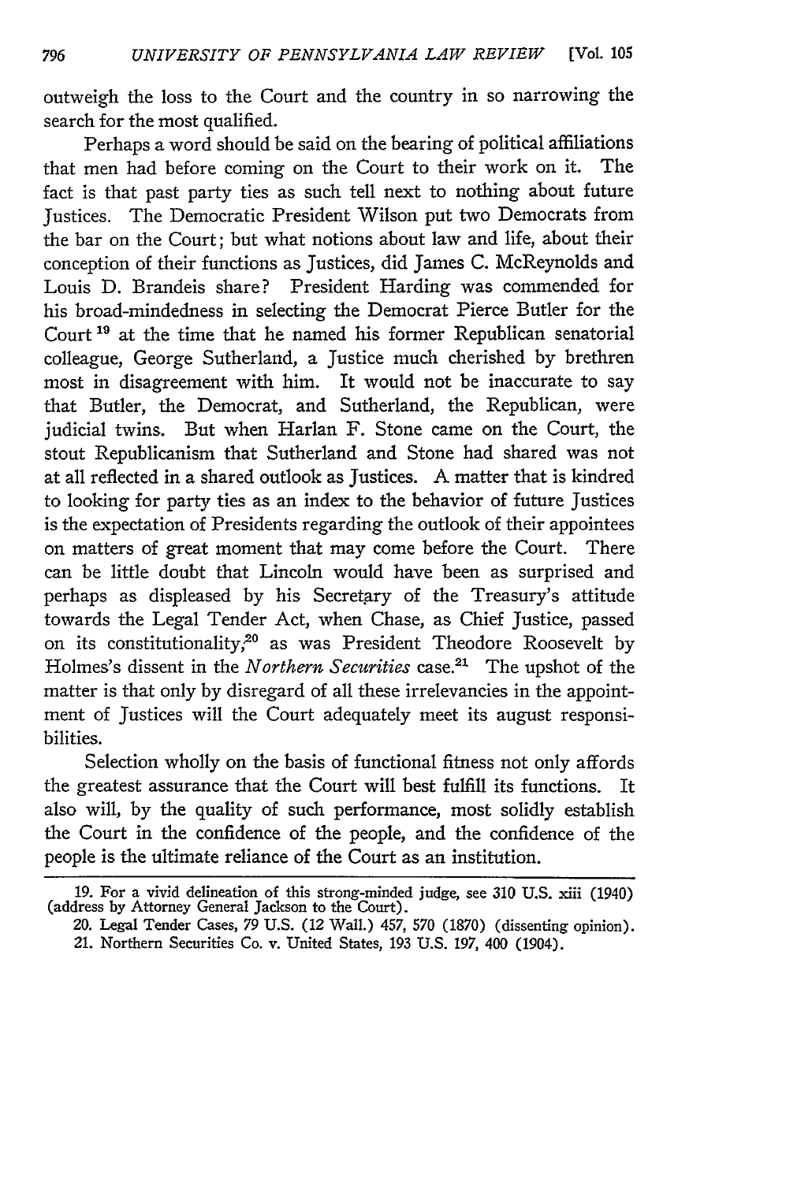outweigh the loss to the Court and the country in so narrowing the search for the most qualified.

Perhaps a word should be said on the bearing of political affiliations that men had before coming on the Court to their work on it. The fact is that past party ties as such tell next to nothing about future Justices. The Democratic President Wilson put two Democrats from the bar on the Court; but what notions about law and life, about their conception of their functions as Justices, did James C. McReynolds and Louis D. Brandeis share? President Harding was commended for his broad-mindedness in selecting the Democrat Pierce Butler for the Court [19] at the time that he named his former Republican senatorial colleague, George Sutherland, a Justice much cherished by brethren most in disagreement with him. It would not be inaccurate to say that Butler, the Democrat, and Sutherland, the Republican, were judicial twins. But when Harlan F. Stone came on the Court, the stout Republicanism that Sutherland and Stone had shared was not at all reflected in a shared outlook as Justices. A matter that is kindred to looking for party ties as an index to the behavior of future Justices is the expectation of Presidents regarding the outlook of their appointees on matters of great moment that may come before the Court. There can be little doubt that Lincoln would have been as surprised and perhaps as displeased by his Secretary of the Treasury's attitude towards the Legal Tender Act, when Chase, as Chief Justice, passed on its constitutionality,[20] as was President Theodore Roosevelt by Holmes's dissent in the *Northern Securities* case.[21] The upshot of the matter is that only by disregard of all these irrelevancies in the appointment of Justices will the Court adequately meet its august responsibilities.

Selection wholly on the basis of functional fitness not only affords the greatest assurance that the Court will best fulfill its functions. It also will, by the quality of such performance, most solidly establish the Court in the confidence of the people, and the confidence of the people is the ultimate reliance of the Court as an institution.

---

19. For a vivid delineation of this strong-minded judge, see 310 U.S. xiii (1940) (address by Attorney General Jackson to the Court).

20. Legal Tender Cases, 79 U.S. (12 Wall.) 457, 570 (1870) (dissenting opinion).

21. Northern Securities Co. v. United States, 193 U.S. 197, 400 (1904).